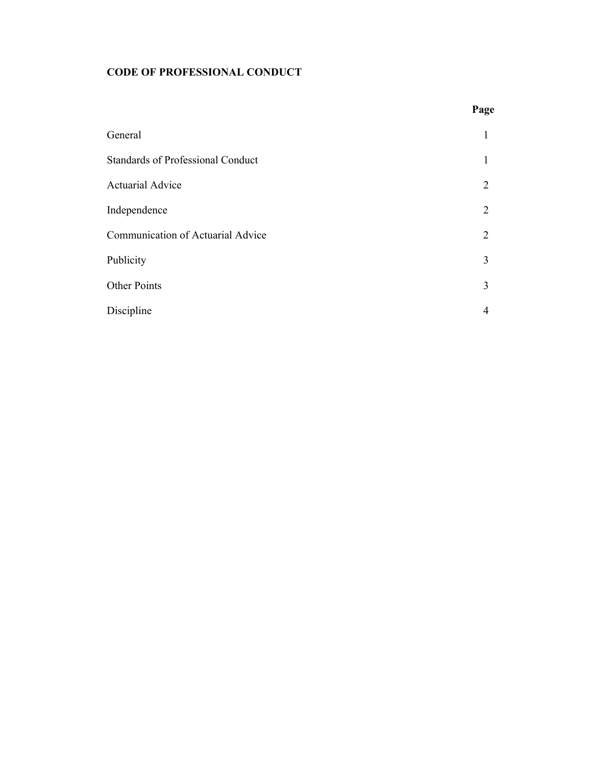# CODE OF PROFESSIONAL CONDUCT

| | Page |
|---|---|
| General | 1 |
| Standards of Professional Conduct | 1 |
| Actuarial Advice | 2 |
| Independence | 2 |
| Communication of Actuarial Advice | 2 |
| Publicity | 3 |
| Other Points | 3 |
| Discipline | 4 |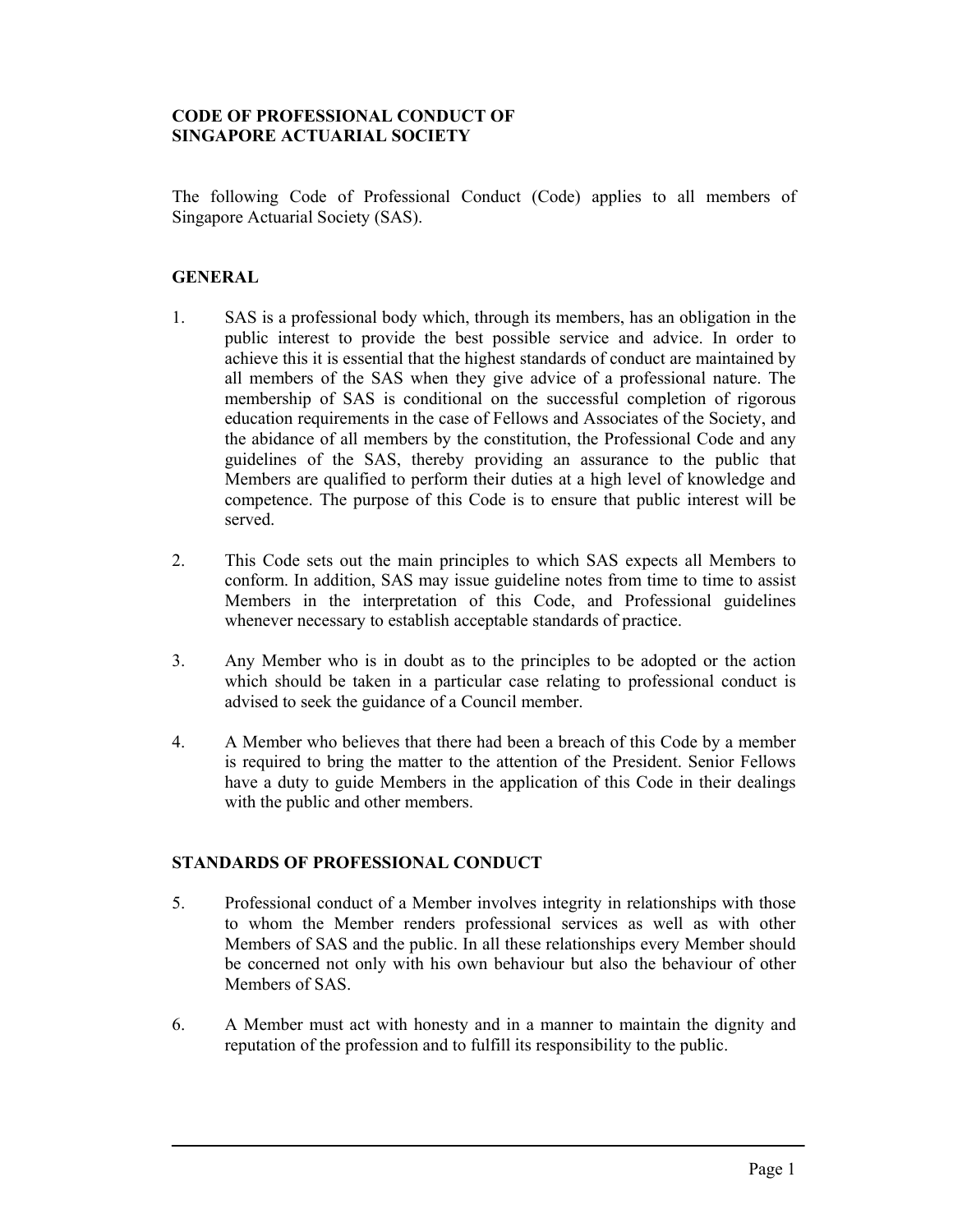**CODE OF PROFESSIONAL CONDUCT OF SINGAPORE ACTUARIAL SOCIETY**

The following Code of Professional Conduct (Code) applies to all members of Singapore Actuarial Society (SAS).

## GENERAL

1. SAS is a professional body which, through its members, has an obligation in the public interest to provide the best possible service and advice. In order to achieve this it is essential that the highest standards of conduct are maintained by all members of the SAS when they give advice of a professional nature. The membership of SAS is conditional on the successful completion of rigorous education requirements in the case of Fellows and Associates of the Society, and the abidance of all members by the constitution, the Professional Code and any guidelines of the SAS, thereby providing an assurance to the public that Members are qualified to perform their duties at a high level of knowledge and competence. The purpose of this Code is to ensure that public interest will be served.

2. This Code sets out the main principles to which SAS expects all Members to conform. In addition, SAS may issue guideline notes from time to time to assist Members in the interpretation of this Code, and Professional guidelines whenever necessary to establish acceptable standards of practice.

3. Any Member who is in doubt as to the principles to be adopted or the action which should be taken in a particular case relating to professional conduct is advised to seek the guidance of a Council member.

4. A Member who believes that there had been a breach of this Code by a member is required to bring the matter to the attention of the President. Senior Fellows have a duty to guide Members in the application of this Code in their dealings with the public and other members.

## STANDARDS OF PROFESSIONAL CONDUCT

5. Professional conduct of a Member involves integrity in relationships with those to whom the Member renders professional services as well as with other Members of SAS and the public. In all these relationships every Member should be concerned not only with his own behaviour but also the behaviour of other Members of SAS.

6. A Member must act with honesty and in a manner to maintain the dignity and reputation of the profession and to fulfill its responsibility to the public.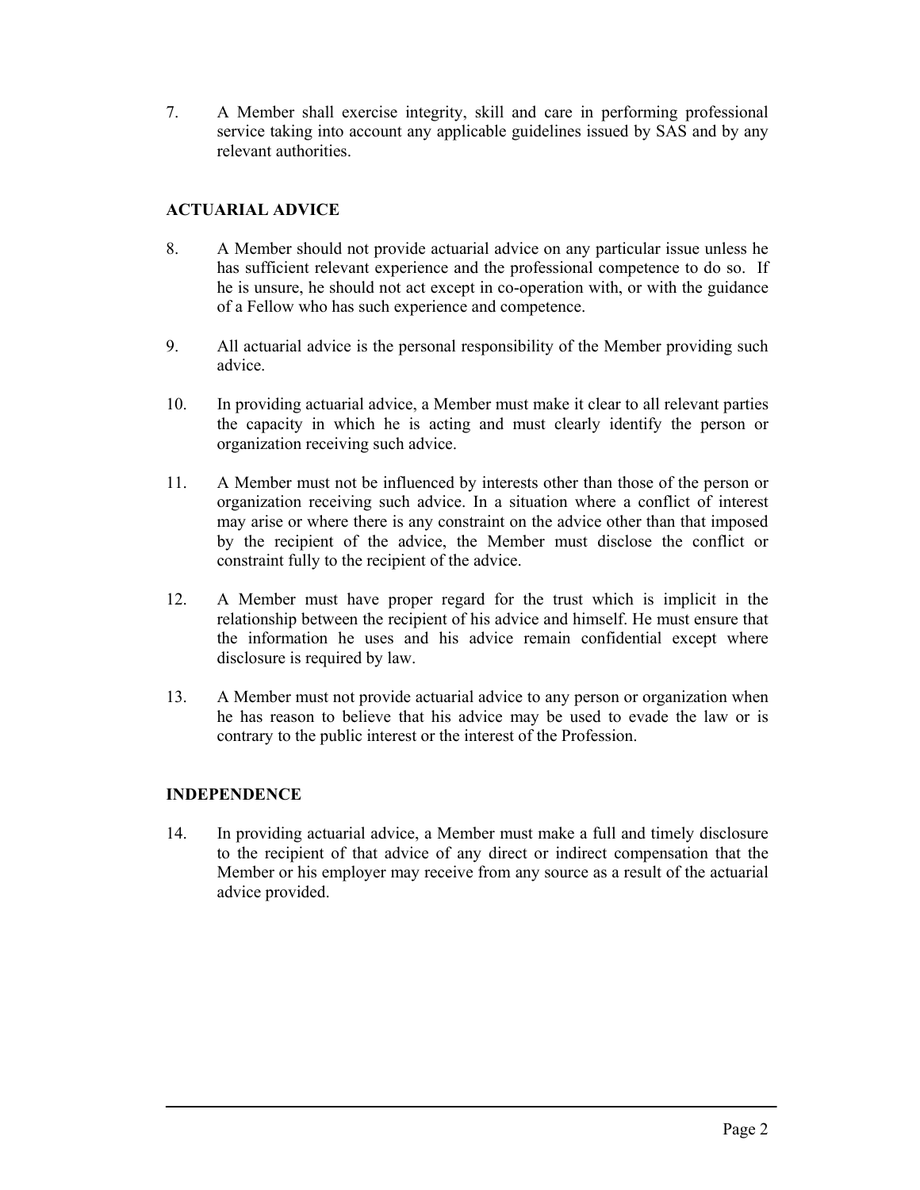7. A Member shall exercise integrity, skill and care in performing professional service taking into account any applicable guidelines issued by SAS and by any relevant authorities.

## ACTUARIAL ADVICE

8. A Member should not provide actuarial advice on any particular issue unless he has sufficient relevant experience and the professional competence to do so. If he is unsure, he should not act except in co-operation with, or with the guidance of a Fellow who has such experience and competence.

9. All actuarial advice is the personal responsibility of the Member providing such advice.

10. In providing actuarial advice, a Member must make it clear to all relevant parties the capacity in which he is acting and must clearly identify the person or organization receiving such advice.

11. A Member must not be influenced by interests other than those of the person or organization receiving such advice. In a situation where a conflict of interest may arise or where there is any constraint on the advice other than that imposed by the recipient of the advice, the Member must disclose the conflict or constraint fully to the recipient of the advice.

12. A Member must have proper regard for the trust which is implicit in the relationship between the recipient of his advice and himself. He must ensure that the information he uses and his advice remain confidential except where disclosure is required by law.

13. A Member must not provide actuarial advice to any person or organization when he has reason to believe that his advice may be used to evade the law or is contrary to the public interest or the interest of the Profession.

## INDEPENDENCE

14. In providing actuarial advice, a Member must make a full and timely disclosure to the recipient of that advice of any direct or indirect compensation that the Member or his employer may receive from any source as a result of the actuarial advice provided.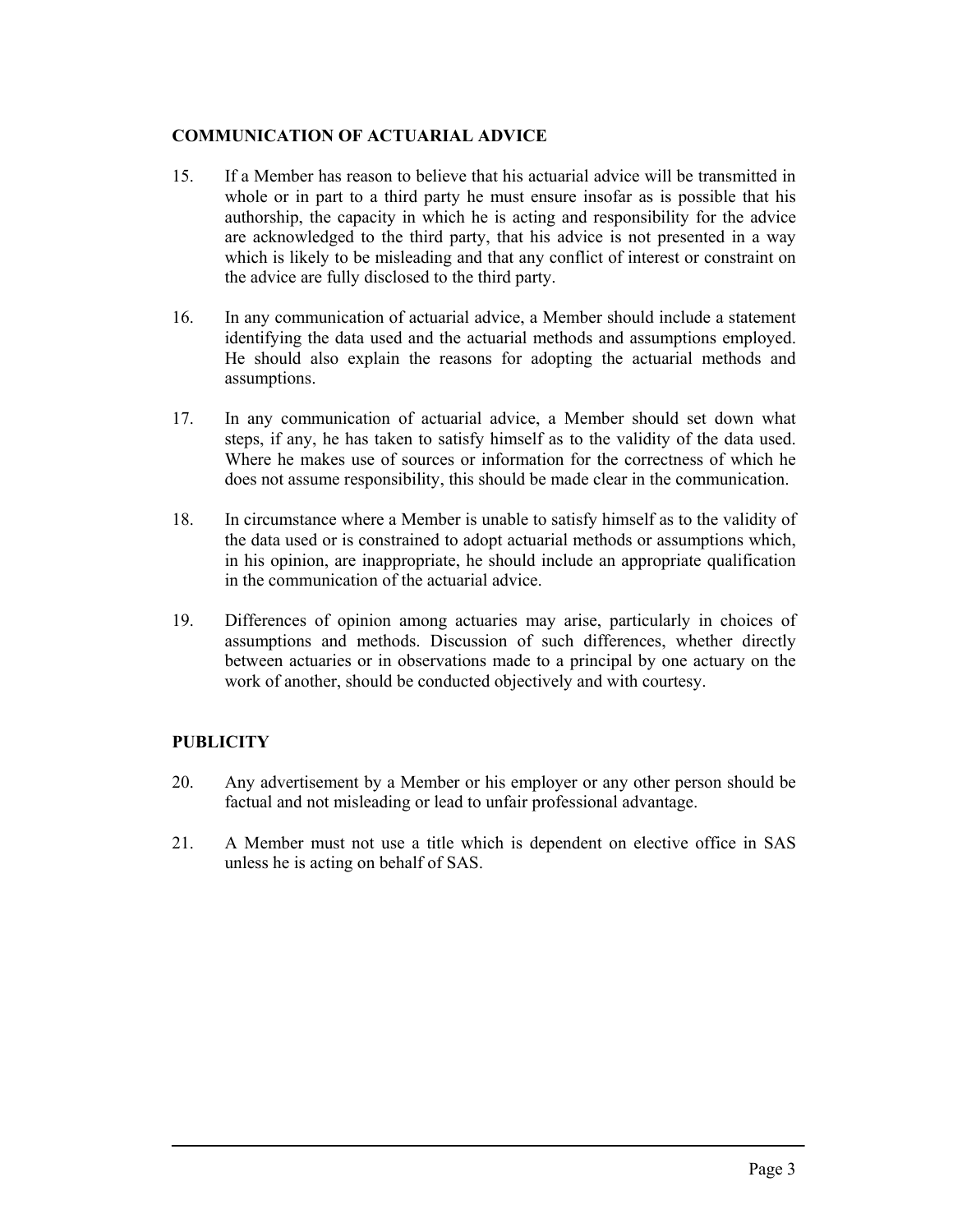## COMMUNICATION OF ACTUARIAL ADVICE

15. If a Member has reason to believe that his actuarial advice will be transmitted in whole or in part to a third party he must ensure insofar as is possible that his authorship, the capacity in which he is acting and responsibility for the advice are acknowledged to the third party, that his advice is not presented in a way which is likely to be misleading and that any conflict of interest or constraint on the advice are fully disclosed to the third party.

16. In any communication of actuarial advice, a Member should include a statement identifying the data used and the actuarial methods and assumptions employed. He should also explain the reasons for adopting the actuarial methods and assumptions.

17. In any communication of actuarial advice, a Member should set down what steps, if any, he has taken to satisfy himself as to the validity of the data used. Where he makes use of sources or information for the correctness of which he does not assume responsibility, this should be made clear in the communication.

18. In circumstance where a Member is unable to satisfy himself as to the validity of the data used or is constrained to adopt actuarial methods or assumptions which, in his opinion, are inappropriate, he should include an appropriate qualification in the communication of the actuarial advice.

19. Differences of opinion among actuaries may arise, particularly in choices of assumptions and methods. Discussion of such differences, whether directly between actuaries or in observations made to a principal by one actuary on the work of another, should be conducted objectively and with courtesy.

## PUBLICITY

20. Any advertisement by a Member or his employer or any other person should be factual and not misleading or lead to unfair professional advantage.

21. A Member must not use a title which is dependent on elective office in SAS unless he is acting on behalf of SAS.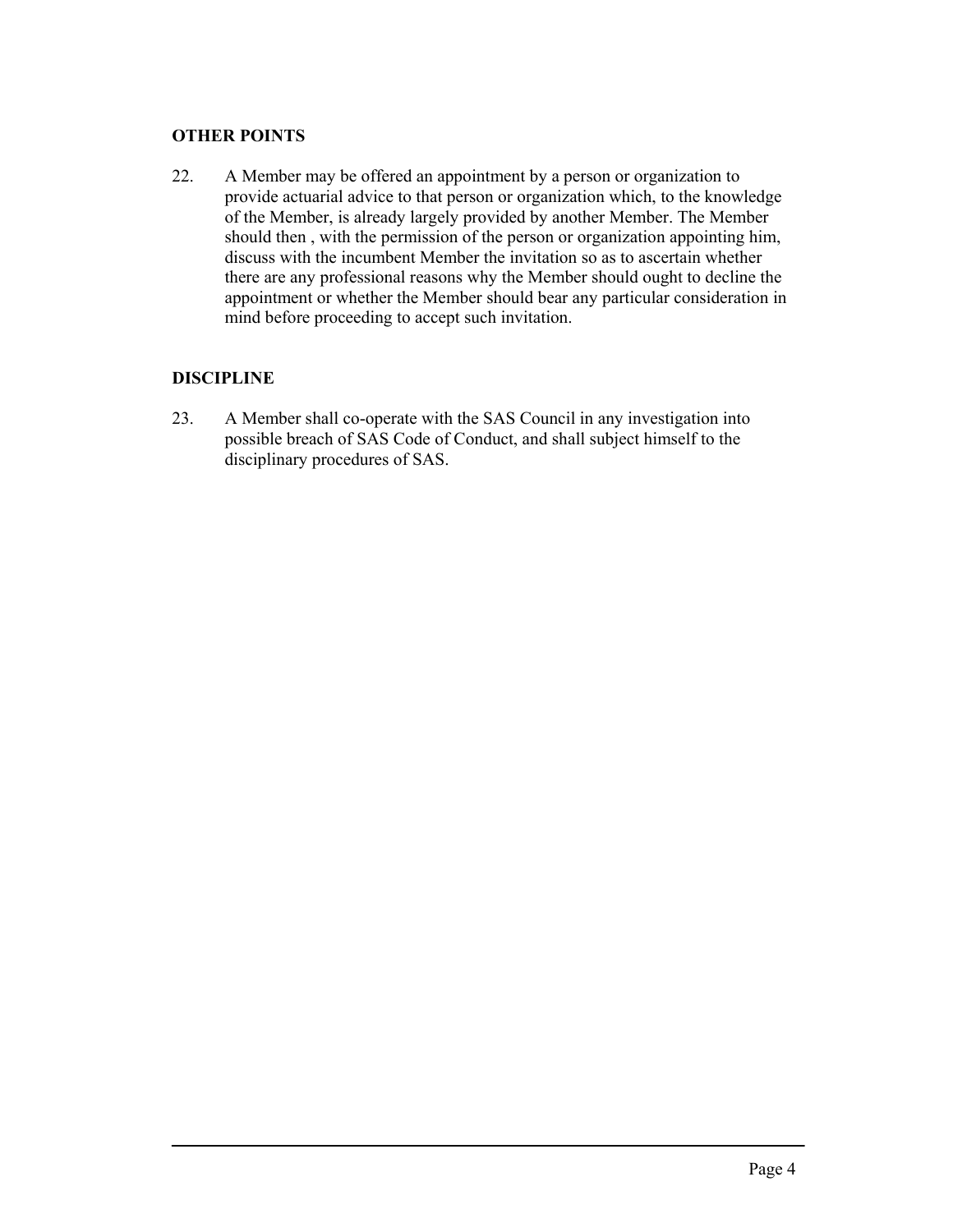## OTHER POINTS

22. A Member may be offered an appointment by a person or organization to provide actuarial advice to that person or organization which, to the knowledge of the Member, is already largely provided by another Member. The Member should then , with the permission of the person or organization appointing him, discuss with the incumbent Member the invitation so as to ascertain whether there are any professional reasons why the Member should ought to decline the appointment or whether the Member should bear any particular consideration in mind before proceeding to accept such invitation.

## DISCIPLINE

23. A Member shall co-operate with the SAS Council in any investigation into possible breach of SAS Code of Conduct, and shall subject himself to the disciplinary procedures of SAS.